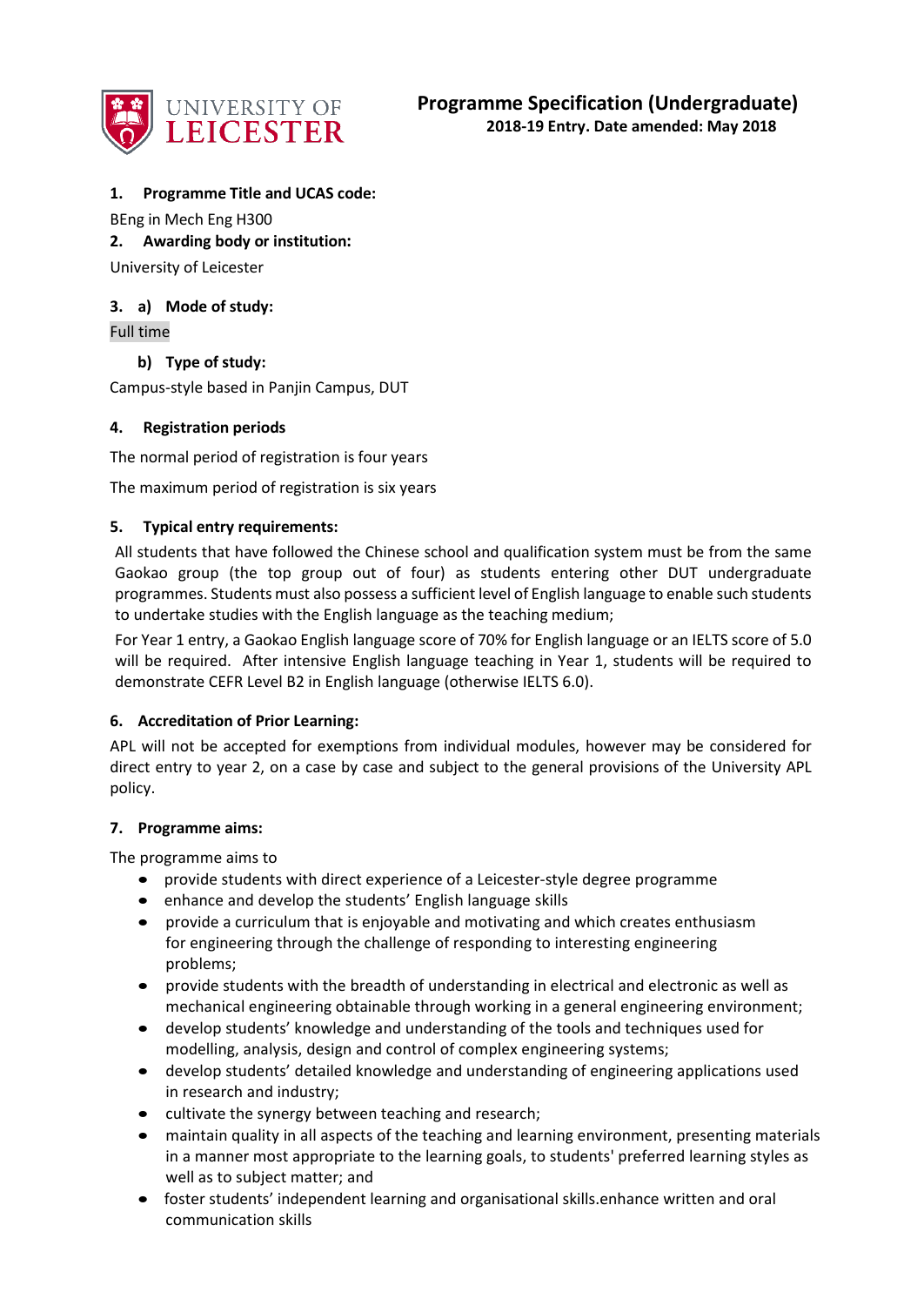# Programme Specification (Undergraduate)

**2018-19 Entry. Date amended: May 2018**

**1. Programme Title and UCAS code:**

BEng in Mech Eng H300

**2. Awarding body or institution:**

University of Leicester

**3. a) Mode of study:**

Full time

**b) Type of study:**

Campus-style based in Panjin Campus, DUT

**4. Registration periods**

The normal period of registration is four years

The maximum period of registration is six years

**5. Typical entry requirements:**

All students that have followed the Chinese school and qualification system must be from the same Gaokao group (the top group out of four) as students entering other DUT undergraduate programmes. Students must also possess a sufficient level of English language to enable such students to undertake studies with the English language as the teaching medium;

For Year 1 entry, a Gaokao English language score of 70% for English language or an IELTS score of 5.0 will be required. After intensive English language teaching in Year 1, students will be required to demonstrate CEFR Level B2 in English language (otherwise IELTS 6.0).

**6. Accreditation of Prior Learning:**

APL will not be accepted for exemptions from individual modules, however may be considered for direct entry to year 2, on a case by case and subject to the general provisions of the University APL policy.

**7. Programme aims:**

The programme aims to

- provide students with direct experience of a Leicester-style degree programme
- enhance and develop the students' English language skills
- provide a curriculum that is enjoyable and motivating and which creates enthusiasm for engineering through the challenge of responding to interesting engineering problems;
- provide students with the breadth of understanding in electrical and electronic as well as mechanical engineering obtainable through working in a general engineering environment;
- develop students' knowledge and understanding of the tools and techniques used for modelling, analysis, design and control of complex engineering systems;
- develop students' detailed knowledge and understanding of engineering applications used in research and industry;
- cultivate the synergy between teaching and research;
- maintain quality in all aspects of the teaching and learning environment, presenting materials in a manner most appropriate to the learning goals, to students' preferred learning styles as well as to subject matter; and
- foster students' independent learning and organisational skills.enhance written and oral communication skills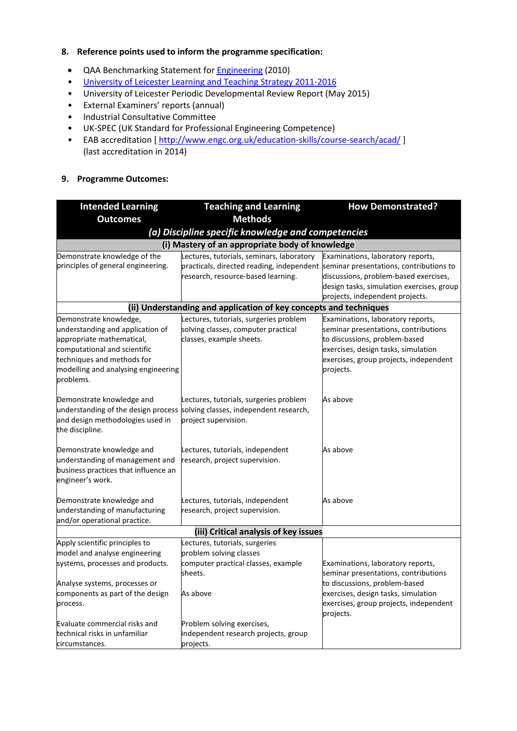## 8. Reference points used to inform the programme specification:

- QAA Benchmarking Statement for Engineering (2010)
- University of Leicester Learning and Teaching Strategy 2011-2016
- University of Leicester Periodic Developmental Review Report (May 2015)
- External Examiners' reports (annual)
- Industrial Consultative Committee
- UK-SPEC (UK Standard for Professional Engineering Competence)
- EAB accreditation [ http://www.engc.org.uk/education-skills/course-search/acad/ ] (last accreditation in 2014)

## 9. Programme Outcomes:

| Intended Learning Outcomes | Teaching and Learning Methods | How Demonstrated? |
|---|---|---|
| ***(a) Discipline specific knowledge and competencies*** | | |
| **(i) Mastery of an appropriate body of knowledge** | | |
| Demonstrate knowledge of the principles of general engineering. | Lectures, tutorials, seminars, laboratory practicals, directed reading, independent research, resource-based learning. | Examinations, laboratory reports, seminar presentations, contributions to discussions, problem-based exercises, design tasks, simulation exercises, group projects, independent projects. |
| **(ii) Understanding and application of key concepts and techniques** | | |
| Demonstrate knowledge, understanding and application of appropriate mathematical, computational and scientific techniques and methods for modelling and analysing engineering problems. | Lectures, tutorials, surgeries problem solving classes, computer practical classes, example sheets. | Examinations, laboratory reports, seminar presentations, contributions to discussions, problem-based exercises, design tasks, simulation exercises, group projects, independent projects. |
| Demonstrate knowledge and understanding of the design process and design methodologies used in the discipline. | Lectures, tutorials, surgeries problem solving classes, independent research, project supervision. | As above |
| Demonstrate knowledge and understanding of management and business practices that influence an engineer's work. | Lectures, tutorials, independent research, project supervision. | As above |
| Demonstrate knowledge and understanding of manufacturing and/or operational practice. | Lectures, tutorials, independent research, project supervision. | As above |
| **(iii) Critical analysis of key issues** | | |
| Apply scientific principles to model and analyse engineering systems, processes and products. | Lectures, tutorials, surgeries problem solving classes computer practical classes, example sheets. | Examinations, laboratory reports, seminar presentations, contributions to discussions, problem-based exercises, design tasks, simulation exercises, group projects, independent projects. |
| Analyse systems, processes or components as part of the design process. | As above | |
| Evaluate commercial risks and technical risks in unfamiliar circumstances. | Problem solving exercises, independent research projects, group projects. | |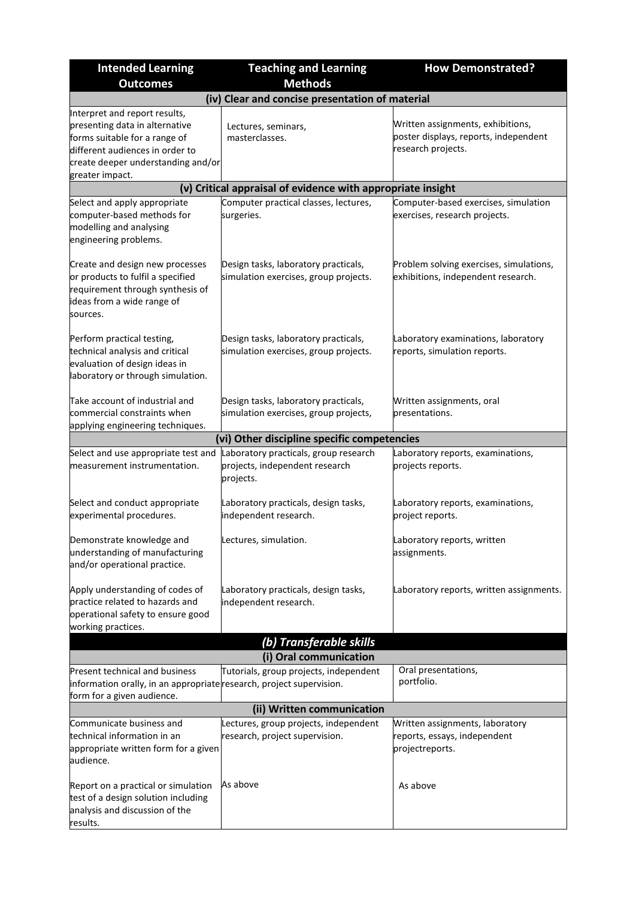| Intended Learning Outcomes | Teaching and Learning Methods | How Demonstrated? |
|---|---|---|
| **(iv) Clear and concise presentation of material** | | |
| Interpret and report results, presenting data in alternative forms suitable for a range of different audiences in order to create deeper understanding and/or greater impact. | Lectures, seminars, masterclasses. | Written assignments, exhibitions, poster displays, reports, independent research projects. |
| **(v) Critical appraisal of evidence with appropriate insight** | | |
| Select and apply appropriate computer-based methods for modelling and analysing engineering problems. | Computer practical classes, lectures, surgeries. | Computer-based exercises, simulation exercises, research projects. |
| Create and design new processes or products to fulfil a specified requirement through synthesis of ideas from a wide range of sources. | Design tasks, laboratory practicals, simulation exercises, group projects. | Problem solving exercises, simulations, exhibitions, independent research. |
| Perform practical testing, technical analysis and critical evaluation of design ideas in laboratory or through simulation. | Design tasks, laboratory practicals, simulation exercises, group projects. | Laboratory examinations, laboratory reports, simulation reports. |
| Take account of industrial and commercial constraints when applying engineering techniques. | Design tasks, laboratory practicals, simulation exercises, group projects, | Written assignments, oral presentations. |
| **(vi) Other discipline specific competencies** | | |
| Select and use appropriate test and measurement instrumentation. | Laboratory practicals, group research projects, independent research projects. | Laboratory reports, examinations, projects reports. |
| Select and conduct appropriate experimental procedures. | Laboratory practicals, design tasks, independent research. | Laboratory reports, examinations, project reports. |
| Demonstrate knowledge and understanding of manufacturing and/or operational practice. | Lectures, simulation. | Laboratory reports, written assignments. |
| Apply understanding of codes of practice related to hazards and operational safety to ensure good working practices. | Laboratory practicals, design tasks, independent research. | Laboratory reports, written assignments. |
| ***(b) Transferable skills*** | | |
| **(i) Oral communication** | | |
| Present technical and business information orally, in an appropriate form for a given audience. | Tutorials, group projects, independent research, project supervision. | Oral presentations, portfolio. |
| **(ii) Written communication** | | |
| Communicate business and technical information in an appropriate written form for a given audience. | Lectures, group projects, independent research, project supervision. | Written assignments, laboratory reports, essays, independent projectreports. |
| Report on a practical or simulation test of a design solution including analysis and discussion of the results. | As above | As above |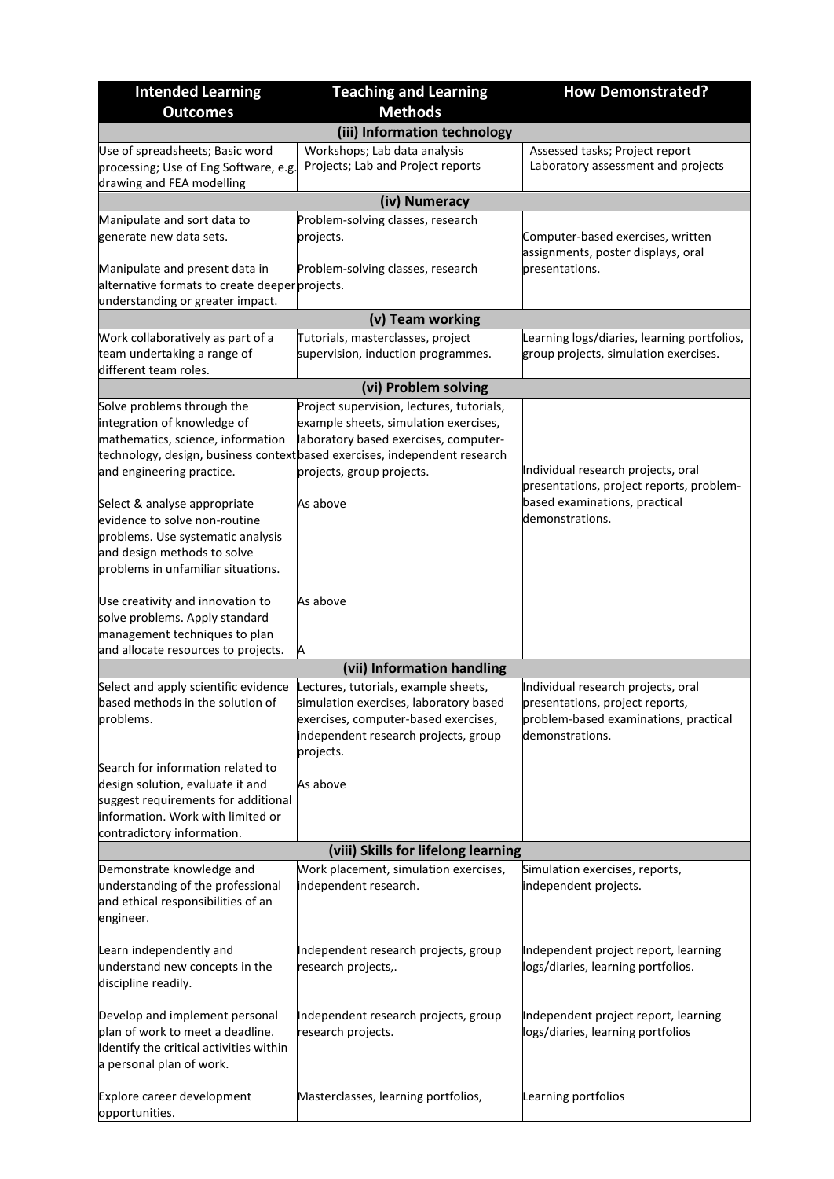| Intended Learning Outcomes | Teaching and Learning Methods | How Demonstrated? |
|---|---|---|
| **(iii) Information technology** | | |
| Use of spreadsheets; Basic word processing; Use of Eng Software, e.g. drawing and FEA modelling | Workshops; Lab data analysis Projects; Lab and Project reports | Assessed tasks; Project report Laboratory assessment and projects |
| **(iv) Numeracy** | | |
| Manipulate and sort data to generate new data sets. | Problem-solving classes, research projects. | Computer-based exercises, written assignments, poster displays, oral presentations. |
| Manipulate and present data in alternative formats to create deeper understanding or greater impact. | Problem-solving classes, research projects. | |
| **(v) Team working** | | |
| Work collaboratively as part of a team undertaking a range of different team roles. | Tutorials, masterclasses, project supervision, induction programmes. | Learning logs/diaries, learning portfolios, group projects, simulation exercises. |
| **(vi) Problem solving** | | |
| Solve problems through the integration of knowledge of mathematics, science, information technology, design, business context and engineering practice. | Project supervision, lectures, tutorials, example sheets, simulation exercises, laboratory based exercises, computer-based exercises, independent research projects, group projects. | Individual research projects, oral presentations, project reports, problem-based examinations, practical demonstrations. |
| Select & analyse appropriate evidence to solve non-routine problems. Use systematic analysis and design methods to solve problems in unfamiliar situations. | As above | |
| Use creativity and innovation to solve problems. Apply standard management techniques to plan and allocate resources to projects. | As above<br>A | |
| **(vii) Information handling** | | |
| Select and apply scientific evidence based methods in the solution of problems. | Lectures, tutorials, example sheets, simulation exercises, laboratory based exercises, computer-based exercises, independent research projects, group projects. | Individual research projects, oral presentations, project reports, problem-based examinations, practical demonstrations. |
| Search for information related to design solution, evaluate it and suggest requirements for additional information. Work with limited or contradictory information. | As above | |
| **(viii) Skills for lifelong learning** | | |
| Demonstrate knowledge and understanding of the professional and ethical responsibilities of an engineer. | Work placement, simulation exercises, independent research. | Simulation exercises, reports, independent projects. |
| Learn independently and understand new concepts in the discipline readily. | Independent research projects, group research projects,. | Independent project report, learning logs/diaries, learning portfolios. |
| Develop and implement personal plan of work to meet a deadline. Identify the critical activities within a personal plan of work. | Independent research projects, group research projects. | Independent project report, learning logs/diaries, learning portfolios |
| Explore career development opportunities. | Masterclasses, learning portfolios, | Learning portfolios |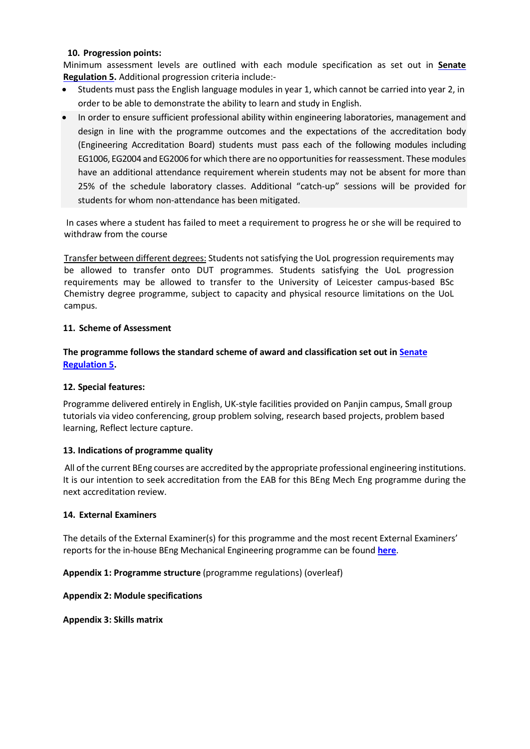### 10. Progression points:

Minimum assessment levels are outlined with each module specification as set out in **Senate Regulation 5.** Additional progression criteria include:-

- Students must pass the English language modules in year 1, which cannot be carried into year 2, in order to be able to demonstrate the ability to learn and study in English.
- In order to ensure sufficient professional ability within engineering laboratories, management and design in line with the programme outcomes and the expectations of the accreditation body (Engineering Accreditation Board) students must pass each of the following modules including EG1006, EG2004 and EG2006 for which there are no opportunities for reassessment. These modules have an additional attendance requirement wherein students may not be absent for more than 25% of the schedule laboratory classes. Additional "catch-up" sessions will be provided for students for whom non-attendance has been mitigated.

In cases where a student has failed to meet a requirement to progress he or she will be required to withdraw from the course

Transfer between different degrees: Students not satisfying the UoL progression requirements may be allowed to transfer onto DUT programmes. Students satisfying the UoL progression requirements may be allowed to transfer to the University of Leicester campus-based BSc Chemistry degree programme, subject to capacity and physical resource limitations on the UoL campus.

### 11. Scheme of Assessment

**The programme follows the standard scheme of award and classification set out in Senate Regulation 5.**

### 12. Special features:

Programme delivered entirely in English, UK-style facilities provided on Panjin campus, Small group tutorials via video conferencing, group problem solving, research based projects, problem based learning, Reflect lecture capture.

### 13. Indications of programme quality

All of the current BEng courses are accredited by the appropriate professional engineering institutions. It is our intention to seek accreditation from the EAB for this BEng Mech Eng programme during the next accreditation review.

### 14. External Examiners

The details of the External Examiner(s) for this programme and the most recent External Examiners' reports for the in-house BEng Mechanical Engineering programme can be found **here**.

**Appendix 1: Programme structure** (programme regulations) (overleaf)

**Appendix 2: Module specifications**

**Appendix 3: Skills matrix**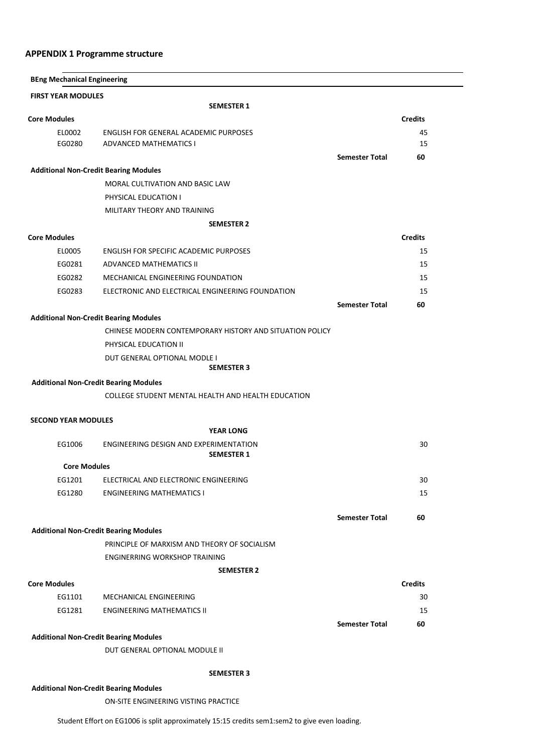## APPENDIX 1 Programme structure

**BEng Mechanical Engineering**

**FIRST YEAR MODULES**

**SEMESTER 1**

| **Core Modules** | | | **Credits** |
|---|---|---|---|
| EL0002 | ENGLISH FOR GENERAL ACADEMIC PURPOSES | | 45 |
| EG0280 | ADVANCED MATHEMATICS I | | 15 |
| | | **Semester Total** | **60** |

**Additional Non-Credit Bearing Modules**

- MORAL CULTIVATION AND BASIC LAW
- PHYSICAL EDUCATION I
- MILITARY THEORY AND TRAINING

**SEMESTER 2**

| **Core Modules** | | | **Credits** |
|---|---|---|---|
| EL0005 | ENGLISH FOR SPECIFIC ACADEMIC PURPOSES | | 15 |
| EG0281 | ADVANCED MATHEMATICS II | | 15 |
| EG0282 | MECHANICAL ENGINEERING FOUNDATION | | 15 |
| EG0283 | ELECTRONIC AND ELECTRICAL ENGINEERING FOUNDATION | | 15 |
| | | **Semester Total** | **60** |

**Additional Non-Credit Bearing Modules**

- CHINESE MODERN CONTEMPORARY HISTORY AND SITUATION POLICY
- PHYSICAL EDUCATION II
- DUT GENERAL OPTIONAL MODLE I

**SEMESTER 3**

**Additional Non-Credit Bearing Modules**

- COLLEGE STUDENT MENTAL HEALTH AND HEALTH EDUCATION

**SECOND YEAR MODULES**

**YEAR LONG**

| | | | |
|---|---|---|---|
| EG1006 | ENGINEERING DESIGN AND EXPERIMENTATION | | 30 |

**SEMESTER 1**

| **Core Modules** | | | |
|---|---|---|---|
| EG1201 | ELECTRICAL AND ELECTRONIC ENGINEERING | | 30 |
| EG1280 | ENGINEERING MATHEMATICS I | | 15 |
| | | **Semester Total** | **60** |

**Additional Non-Credit Bearing Modules**

- PRINCIPLE OF MARXISM AND THEORY OF SOCIALISM
- ENGINERRING WORKSHOP TRAINING

**SEMESTER 2**

| **Core Modules** | | | **Credits** |
|---|---|---|---|
| EG1101 | MECHANICAL ENGINEERING | | 30 |
| EG1281 | ENGINEERING MATHEMATICS II | | 15 |
| | | **Semester Total** | **60** |

**Additional Non-Credit Bearing Modules**

- DUT GENERAL OPTIONAL MODULE II

**SEMESTER 3**

**Additional Non-Credit Bearing Modules**

- ON-SITE ENGINEERING VISTING PRACTICE

Student Effort on EG1006 is split approximately 15:15 credits sem1:sem2 to give even loading.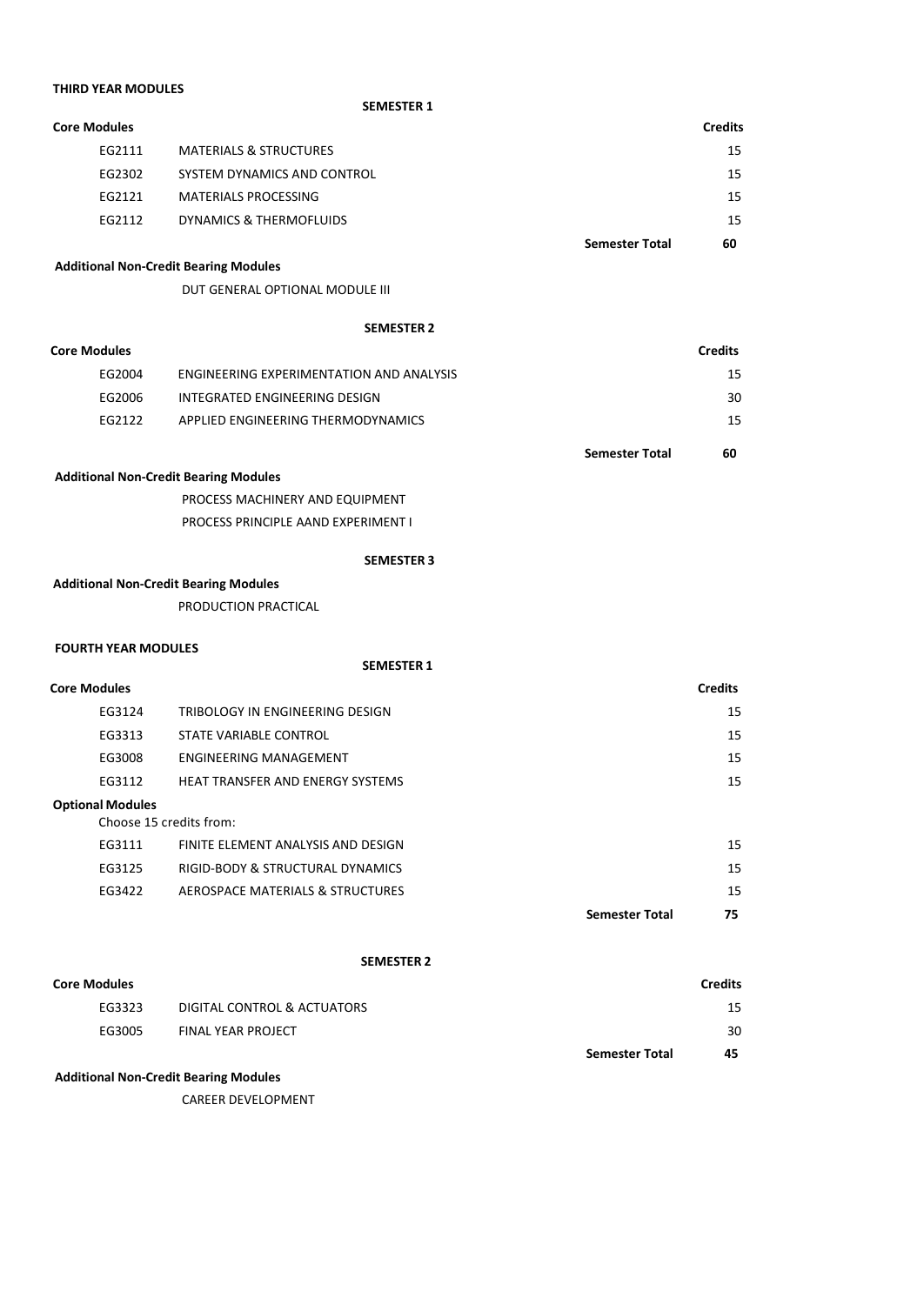## THIRD YEAR MODULES

### SEMESTER 1

| Core Modules | | Credits |
|---|---|---|
| EG2111 | MATERIALS & STRUCTURES | 15 |
| EG2302 | SYSTEM DYNAMICS AND CONTROL | 15 |
| EG2121 | MATERIALS PROCESSING | 15 |
| EG2112 | DYNAMICS & THERMOFLUIDS | 15 |
| | **Semester Total** | **60** |

**Additional Non-Credit Bearing Modules**

DUT GENERAL OPTIONAL MODULE III

### SEMESTER 2

| Core Modules | | Credits |
|---|---|---|
| EG2004 | ENGINEERING EXPERIMENTATION AND ANALYSIS | 15 |
| EG2006 | INTEGRATED ENGINEERING DESIGN | 30 |
| EG2122 | APPLIED ENGINEERING THERMODYNAMICS | 15 |
| | **Semester Total** | **60** |

**Additional Non-Credit Bearing Modules**

PROCESS MACHINERY AND EQUIPMENT

PROCESS PRINCIPLE AAND EXPERIMENT I

### SEMESTER 3

**Additional Non-Credit Bearing Modules**

PRODUCTION PRACTICAL

## FOURTH YEAR MODULES

### SEMESTER 1

| Core Modules | | Credits |
|---|---|---|
| EG3124 | TRIBOLOGY IN ENGINEERING DESIGN | 15 |
| EG3313 | STATE VARIABLE CONTROL | 15 |
| EG3008 | ENGINEERING MANAGEMENT | 15 |
| EG3112 | HEAT TRANSFER AND ENERGY SYSTEMS | 15 |
| **Optional Modules** | | |
| Choose 15 credits from: | | |
| EG3111 | FINITE ELEMENT ANALYSIS AND DESIGN | 15 |
| EG3125 | RIGID-BODY & STRUCTURAL DYNAMICS | 15 |
| EG3422 | AEROSPACE MATERIALS & STRUCTURES | 15 |
| | **Semester Total** | **75** |

### SEMESTER 2

| Core Modules | | Credits |
|---|---|---|
| EG3323 | DIGITAL CONTROL & ACTUATORS | 15 |
| EG3005 | FINAL YEAR PROJECT | 30 |
| | **Semester Total** | **45** |

**Additional Non-Credit Bearing Modules**

CAREER DEVELOPMENT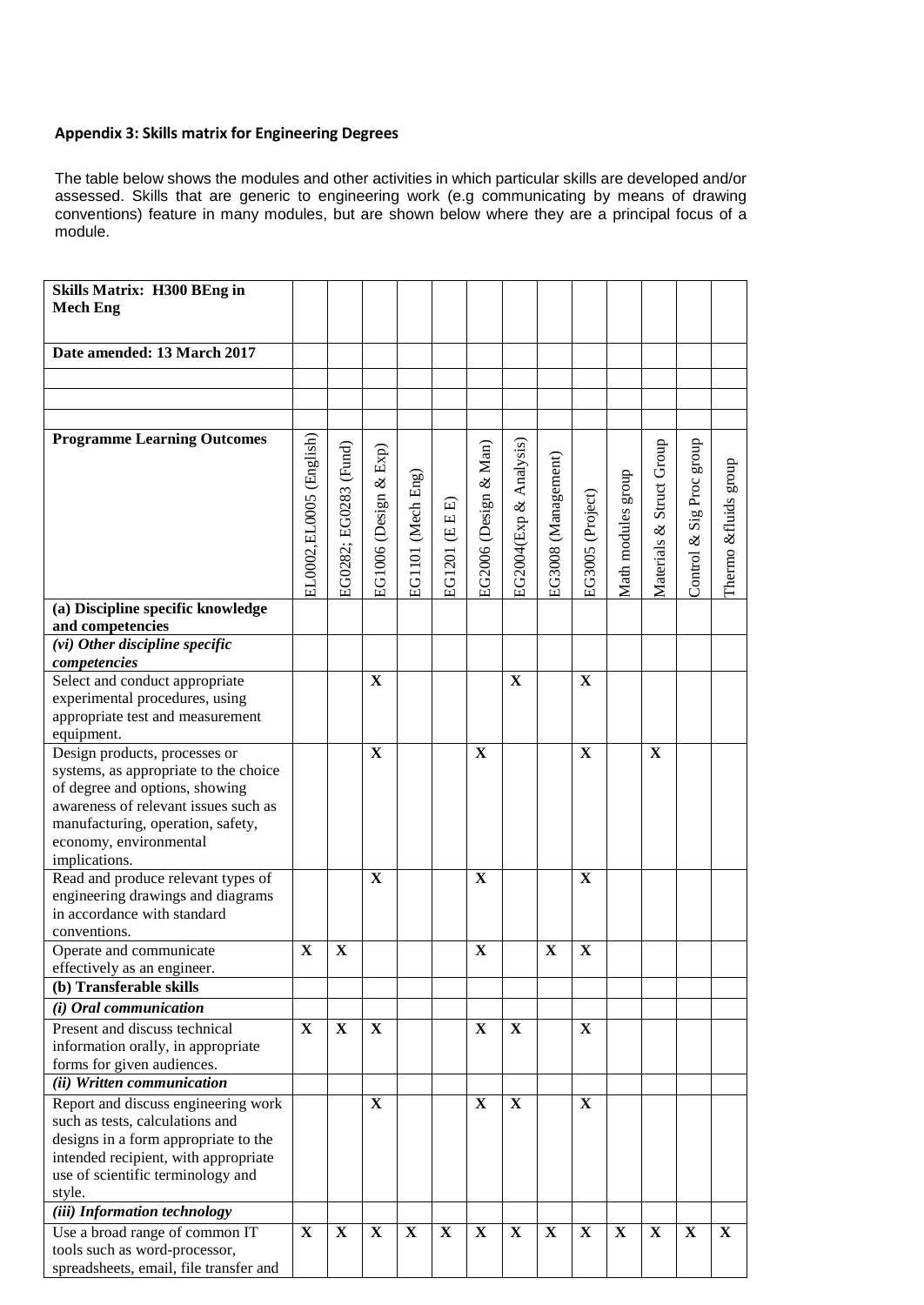**Appendix 3: Skills matrix for Engineering Degrees**

The table below shows the modules and other activities in which particular skills are developed and/or assessed. Skills that are generic to engineering work (e.g communicating by means of drawing conventions) feature in many modules, but are shown below where they are a principal focus of a module.

| Skills Matrix: H300 BEng in Mech Eng | | | | | | | | | | | | | |
|---|---|---|---|---|---|---|---|---|---|---|---|---|---|
| **Date amended: 13 March 2017** | | | | | | | | | | | | | |
| | | | | | | | | | | | | | |
| | | | | | | | | | | | | | |
| | | | | | | | | | | | | | |
| **Programme Learning Outcomes** | EL0002,EL0005 (English) | EG0282; EG0283 (Fund) | EG1006 (Design & Exp) | EG1101 (Mech Eng) | EG1201 (E E E) | EG2006 (Design & Man) | EG2004(Exp & Analysis) | EG3008 (Management) | EG3005 (Project) | Math modules group | Materials & Struct Group | Control & Sig Proc group | Thermo &fluids group |
| **(a) Discipline specific knowledge and competencies** | | | | | | | | | | | | | |
| ***(vi) Other discipline specific competencies*** | | | | | | | | | | | | | |
| Select and conduct appropriate experimental procedures, using appropriate test and measurement equipment. | | | **X** | | | | **X** | | **X** | | | | |
| Design products, processes or systems, as appropriate to the choice of degree and options, showing awareness of relevant issues such as manufacturing, operation, safety, economy, environmental implications. | | | **X** | | | **X** | | | **X** | | **X** | | |
| Read and produce relevant types of engineering drawings and diagrams in accordance with standard conventions. | | | **X** | | | **X** | | | **X** | | | | |
| Operate and communicate effectively as an engineer. | **X** | **X** | | | | **X** | | **X** | **X** | | | | |
| **(b) Transferable skills** | | | | | | | | | | | | | |
| ***(i) Oral communication*** | | | | | | | | | | | | | |
| Present and discuss technical information orally, in appropriate forms for given audiences. | **X** | **X** | **X** | | | **X** | **X** | | **X** | | | | |
| ***(ii) Written communication*** | | | | | | | | | | | | | |
| Report and discuss engineering work such as tests, calculations and designs in a form appropriate to the intended recipient, with appropriate use of scientific terminology and style. | | | **X** | | | **X** | **X** | | **X** | | | | |
| ***(iii) Information technology*** | | | | | | | | | | | | | |
| Use a broad range of common IT tools such as word-processor, spreadsheets, email, file transfer and | **X** | **X** | **X** | **X** | **X** | **X** | **X** | **X** | **X** | **X** | **X** | **X** | **X** |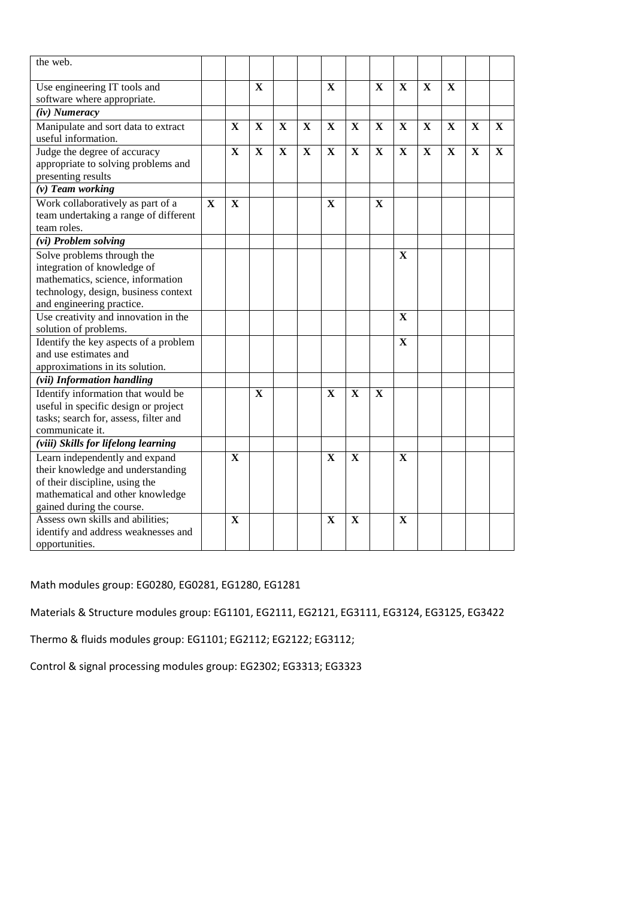| | | | | | | | | | | | | | |
|---|---|---|---|---|---|---|---|---|---|---|---|---|---|
| the web. | | | | | | | | | | | | | |
| Use engineering IT tools and software where appropriate. | | | **X** | | | **X** | | **X** | **X** | **X** | **X** | | |
| ***(iv) Numeracy*** | | | | | | | | | | | | | |
| Manipulate and sort data to extract useful information. | | **X** | **X** | **X** | **X** | **X** | **X** | **X** | **X** | **X** | **X** | **X** | **X** |
| Judge the degree of accuracy appropriate to solving problems and presenting results | | **X** | **X** | **X** | **X** | **X** | **X** | **X** | **X** | **X** | **X** | **X** | **X** |
| ***(v) Team working*** | | | | | | | | | | | | | |
| Work collaboratively as part of a team undertaking a range of different team roles. | **X** | **X** | | | | **X** | | **X** | | | | | |
| ***(vi) Problem solving*** | | | | | | | | | | | | | |
| Solve problems through the integration of knowledge of mathematics, science, information technology, design, business context and engineering practice. | | | | | | | | | **X** | | | | |
| Use creativity and innovation in the solution of problems. | | | | | | | | | **X** | | | | |
| Identify the key aspects of a problem and use estimates and approximations in its solution. | | | | | | | | | **X** | | | | |
| ***(vii) Information handling*** | | | | | | | | | | | | | |
| Identify information that would be useful in specific design or project tasks; search for, assess, filter and communicate it. | | | **X** | | | **X** | **X** | **X** | | | | | |
| ***(viii) Skills for lifelong learning*** | | | | | | | | | | | | | |
| Learn independently and expand their knowledge and understanding of their discipline, using the mathematical and other knowledge gained during the course. | | **X** | | | | **X** | **X** | | **X** | | | | |
| Assess own skills and abilities; identify and address weaknesses and opportunities. | | **X** | | | | **X** | **X** | | **X** | | | | |

Math modules group: EG0280, EG0281, EG1280, EG1281

Materials & Structure modules group: EG1101, EG2111, EG2121, EG3111, EG3124, EG3125, EG3422

Thermo & fluids modules group: EG1101; EG2112; EG2122; EG3112;

Control & signal processing modules group: EG2302; EG3313; EG3323